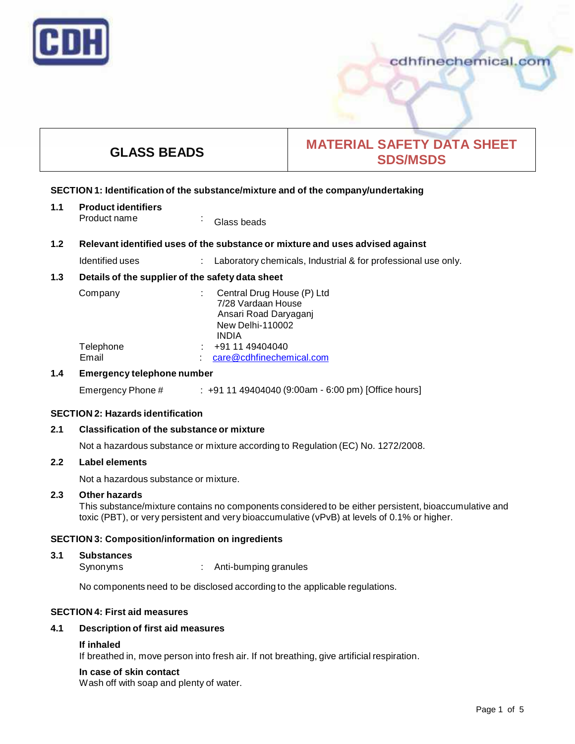CDH

cdhfinechemical.com

| GLASS BEADS | MATERIAL SAFETY DATA SHEET SDS/MSDS |
|---|---|

## SECTION 1: Identification of the substance/mixture and of the company/undertaking

### 1.1 Product identifiers

Product name : Glass beads

### 1.2 Relevant identified uses of the substance or mixture and uses advised against

Identified uses : Laboratory chemicals, Industrial & for professional use only.

### 1.3 Details of the supplier of the safety data sheet

Company : Central Drug House (P) Ltd
7/28 Vardaan House
Ansari Road Daryaganj
New Delhi-110002
INDIA

Telephone : +91 11 49404040
Email : care@cdhfinechemical.com

### 1.4 Emergency telephone number

Emergency Phone # : +91 11 49404040 (9:00am - 6:00 pm) [Office hours]

## SECTION 2: Hazards identification

### 2.1 Classification of the substance or mixture

Not a hazardous substance or mixture according to Regulation (EC) No. 1272/2008.

### 2.2 Label elements

Not a hazardous substance or mixture.

### 2.3 Other hazards

This substance/mixture contains no components considered to be either persistent, bioaccumulative and toxic (PBT), or very persistent and very bioaccumulative (vPvB) at levels of 0.1% or higher.

## SECTION 3: Composition/information on ingredients

### 3.1 Substances

Synonyms : Anti-bumping granules

No components need to be disclosed according to the applicable regulations.

## SECTION 4: First aid measures

### 4.1 Description of first aid measures

**If inhaled**
If breathed in, move person into fresh air. If not breathing, give artificial respiration.

**In case of skin contact**
Wash off with soap and plenty of water.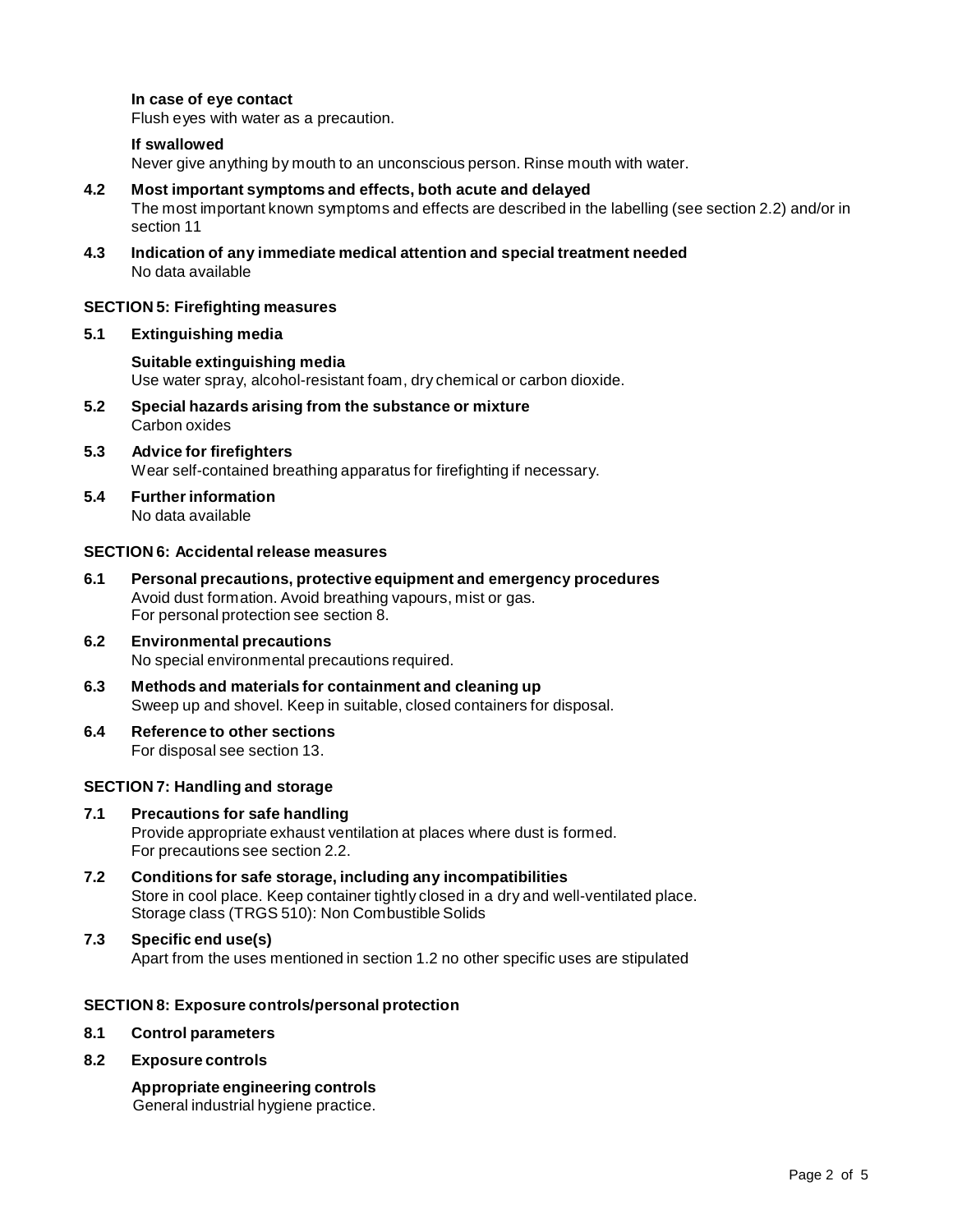**In case of eye contact**

Flush eyes with water as a precaution.

**If swallowed**

Never give anything by mouth to an unconscious person. Rinse mouth with water.

**4.2 Most important symptoms and effects, both acute and delayed**

The most important known symptoms and effects are described in the labelling (see section 2.2) and/or in section 11

**4.3 Indication of any immediate medical attention and special treatment needed**

No data available

## SECTION 5: Firefighting measures

**5.1 Extinguishing media**

**Suitable extinguishing media**

Use water spray, alcohol-resistant foam, dry chemical or carbon dioxide.

**5.2 Special hazards arising from the substance or mixture**

Carbon oxides

**5.3 Advice for firefighters**

Wear self-contained breathing apparatus for firefighting if necessary.

**5.4 Further information**

No data available

## SECTION 6: Accidental release measures

**6.1 Personal precautions, protective equipment and emergency procedures**

Avoid dust formation. Avoid breathing vapours, mist or gas.
For personal protection see section 8.

**6.2 Environmental precautions**

No special environmental precautions required.

**6.3 Methods and materials for containment and cleaning up**

Sweep up and shovel. Keep in suitable, closed containers for disposal.

**6.4 Reference to other sections**

For disposal see section 13.

## SECTION 7: Handling and storage

**7.1 Precautions for safe handling**

Provide appropriate exhaust ventilation at places where dust is formed.
For precautions see section 2.2.

**7.2 Conditions for safe storage, including any incompatibilities**

Store in cool place. Keep container tightly closed in a dry and well-ventilated place.
Storage class (TRGS 510): Non Combustible Solids

**7.3 Specific end use(s)**

Apart from the uses mentioned in section 1.2 no other specific uses are stipulated

## SECTION 8: Exposure controls/personal protection

**8.1 Control parameters**

**8.2 Exposure controls**

**Appropriate engineering controls**

General industrial hygiene practice.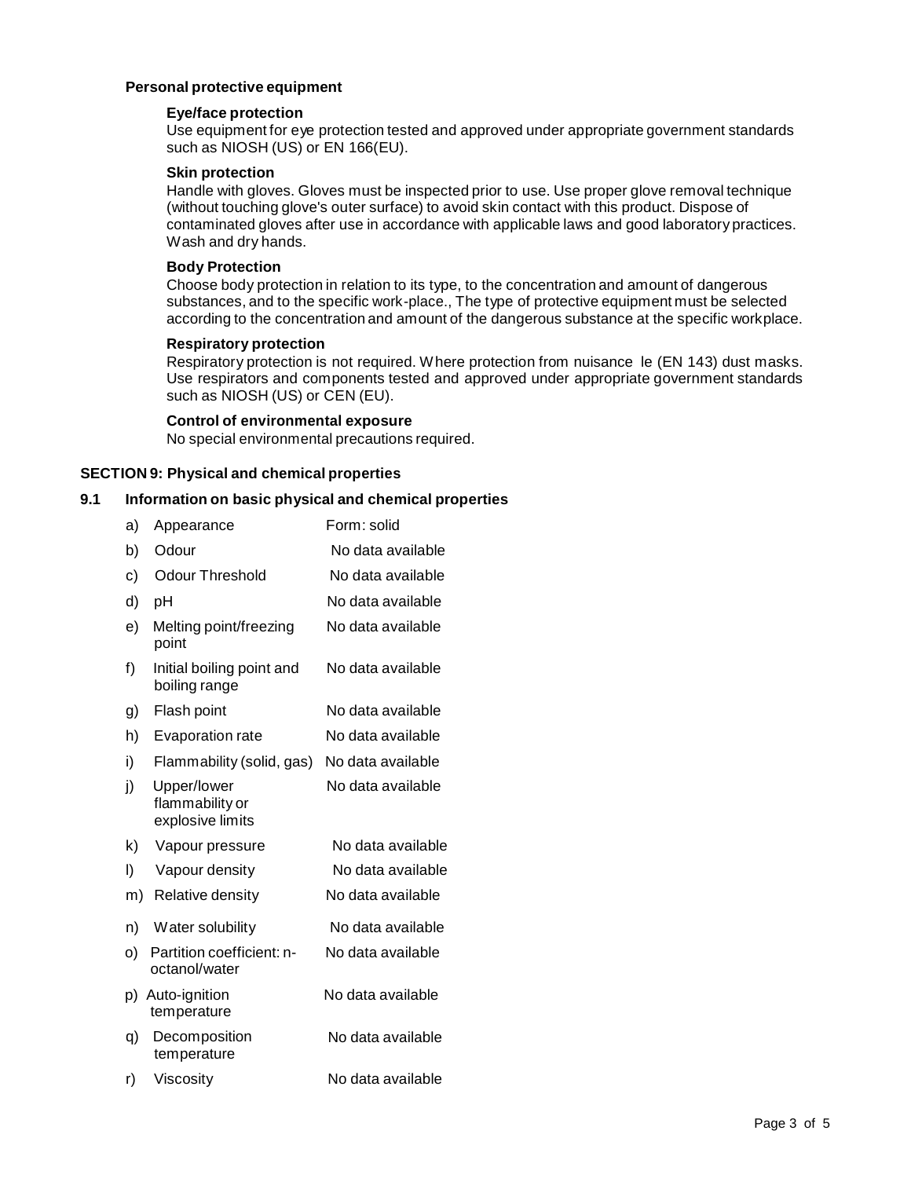**Personal protective equipment**

**Eye/face protection**

Use equipment for eye protection tested and approved under appropriate government standards such as NIOSH (US) or EN 166(EU).

**Skin protection**

Handle with gloves. Gloves must be inspected prior to use. Use proper glove removal technique (without touching glove's outer surface) to avoid skin contact with this product. Dispose of contaminated gloves after use in accordance with applicable laws and good laboratory practices. Wash and dry hands.

**Body Protection**

Choose body protection in relation to its type, to the concentration and amount of dangerous substances, and to the specific work-place., The type of protective equipment must be selected according to the concentration and amount of the dangerous substance at the specific workplace.

**Respiratory protection**

Respiratory protection is not required. Where protection from nuisance le (EN 143) dust masks. Use respirators and components tested and approved under appropriate government standards such as NIOSH (US) or CEN (EU).

**Control of environmental exposure**

No special environmental precautions required.

## SECTION 9: Physical and chemical properties

### 9.1 Information on basic physical and chemical properties

| | Property | Value |
|---|---|---|
| a) | Appearance | Form: solid |
| b) | Odour | No data available |
| c) | Odour Threshold | No data available |
| d) | pH | No data available |
| e) | Melting point/freezing point | No data available |
| f) | Initial boiling point and boiling range | No data available |
| g) | Flash point | No data available |
| h) | Evaporation rate | No data available |
| i) | Flammability (solid, gas) | No data available |
| j) | Upper/lower flammability or explosive limits | No data available |
| k) | Vapour pressure | No data available |
| l) | Vapour density | No data available |
| m) | Relative density | No data available |
| n) | Water solubility | No data available |
| o) | Partition coefficient: n-octanol/water | No data available |
| p) | Auto-ignition temperature | No data available |
| q) | Decomposition temperature | No data available |
| r) | Viscosity | No data available |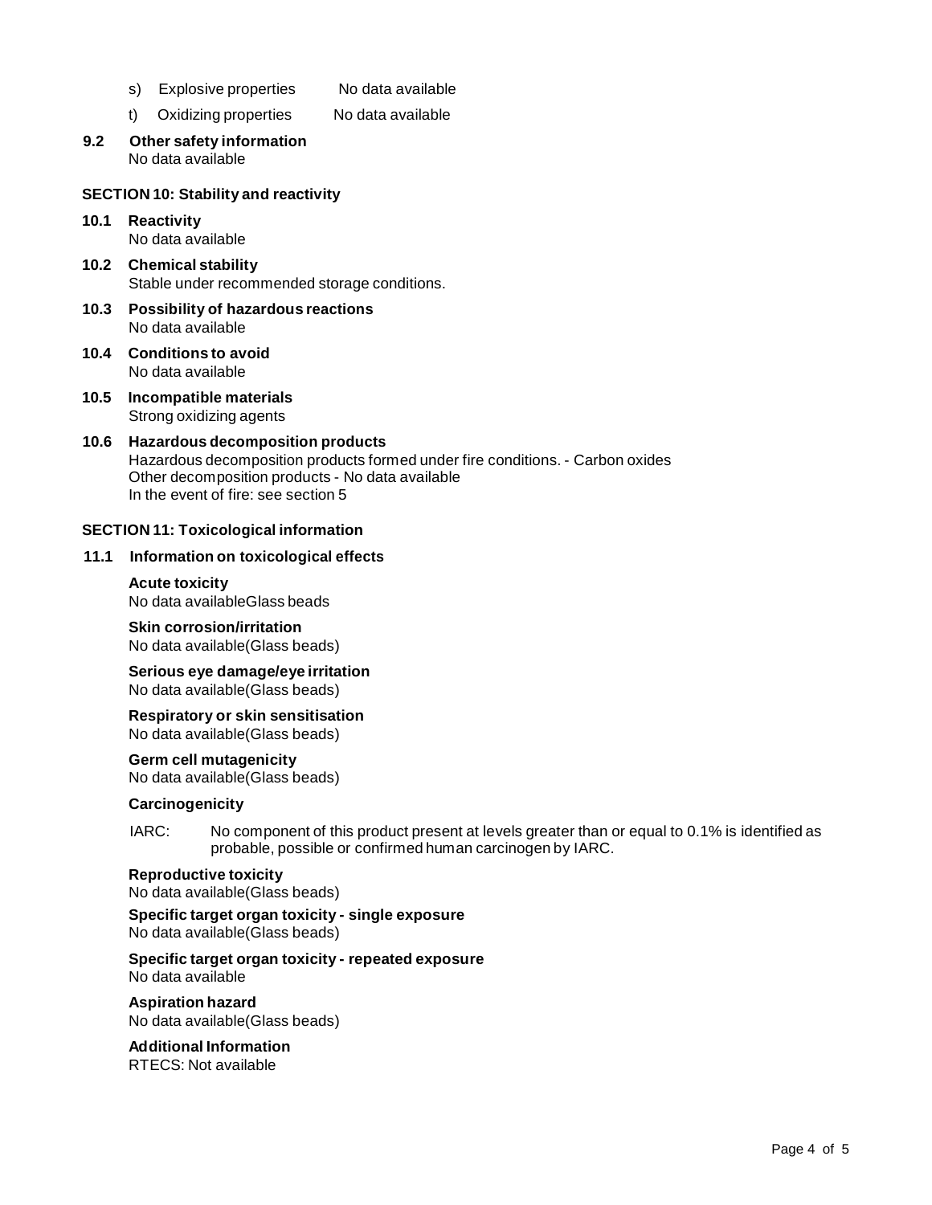s) Explosive properties No data available

t) Oxidizing properties No data available

**9.2 Other safety information**

No data available

## SECTION 10: Stability and reactivity

**10.1 Reactivity**

No data available

**10.2 Chemical stability**

Stable under recommended storage conditions.

**10.3 Possibility of hazardous reactions**

No data available

**10.4 Conditions to avoid**

No data available

**10.5 Incompatible materials**

Strong oxidizing agents

**10.6 Hazardous decomposition products**

Hazardous decomposition products formed under fire conditions. - Carbon oxides
Other decomposition products - No data available
In the event of fire: see section 5

## SECTION 11: Toxicological information

**11.1 Information on toxicological effects**

**Acute toxicity**

No data availableGlass beads

**Skin corrosion/irritation**

No data available(Glass beads)

**Serious eye damage/eye irritation**

No data available(Glass beads)

**Respiratory or skin sensitisation**

No data available(Glass beads)

**Germ cell mutagenicity**

No data available(Glass beads)

**Carcinogenicity**

IARC: No component of this product present at levels greater than or equal to 0.1% is identified as probable, possible or confirmed human carcinogen by IARC.

**Reproductive toxicity**

No data available(Glass beads)

**Specific target organ toxicity - single exposure**

No data available(Glass beads)

**Specific target organ toxicity - repeated exposure**

No data available

**Aspiration hazard**

No data available(Glass beads)

**Additional Information**

RTECS: Not available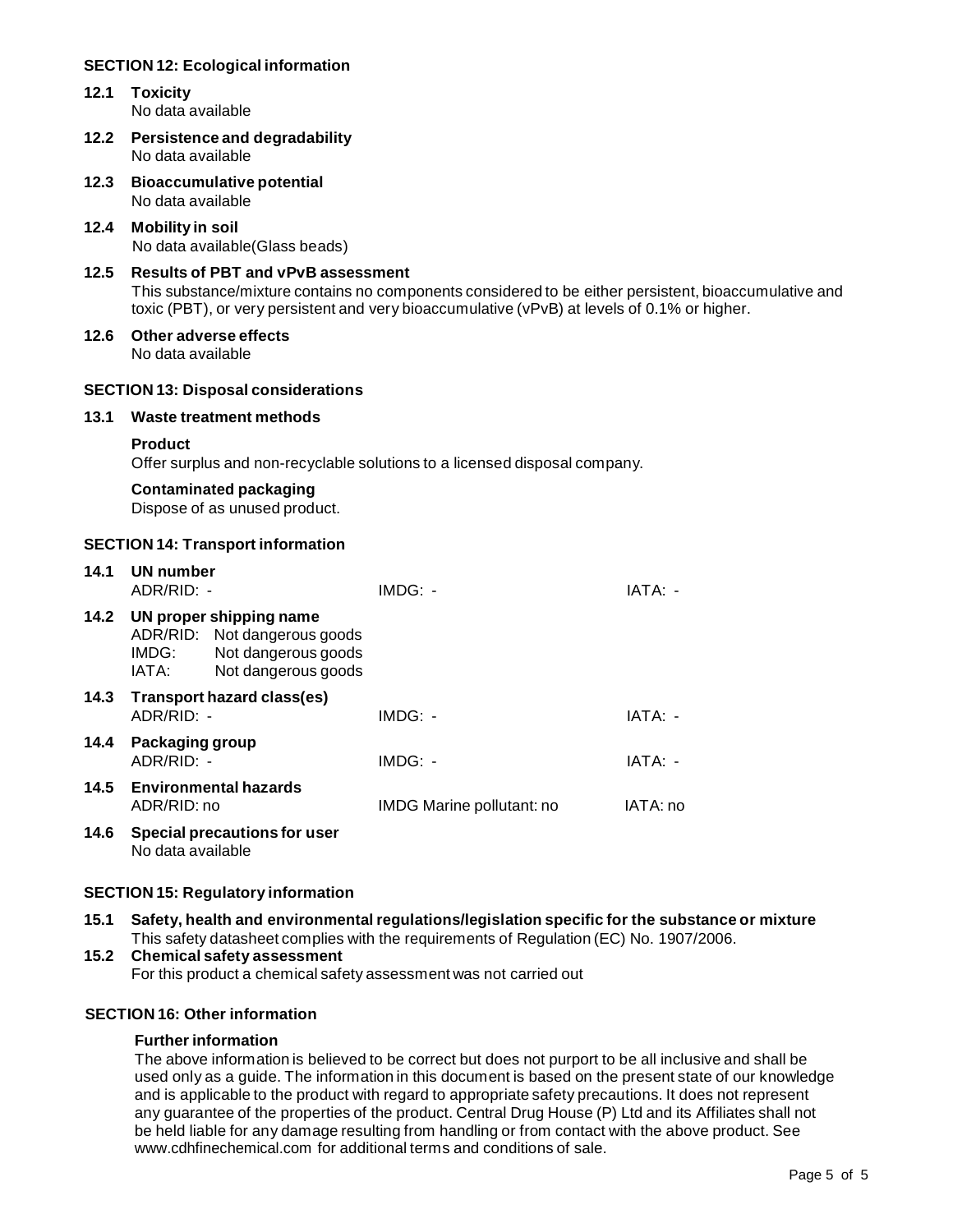## SECTION 12: Ecological information

**12.1 Toxicity**
No data available

**12.2 Persistence and degradability**
No data available

**12.3 Bioaccumulative potential**
No data available

**12.4 Mobility in soil**
No data available(Glass beads)

**12.5 Results of PBT and vPvB assessment**
This substance/mixture contains no components considered to be either persistent, bioaccumulative and toxic (PBT), or very persistent and very bioaccumulative (vPvB) at levels of 0.1% or higher.

**12.6 Other adverse effects**
No data available

## SECTION 13: Disposal considerations

**13.1 Waste treatment methods**

**Product**
Offer surplus and non-recyclable solutions to a licensed disposal company.

**Contaminated packaging**
Dispose of as unused product.

## SECTION 14: Transport information

**14.1 UN number**

| | | |
|---|---|---|
| ADR/RID: - | IMDG: - | IATA: - |

**14.2 UN proper shipping name**

| | |
|---|---|
| ADR/RID: | Not dangerous goods |
| IMDG: | Not dangerous goods |
| IATA: | Not dangerous goods |

**14.3 Transport hazard class(es)**

| | | |
|---|---|---|
| ADR/RID: - | IMDG: - | IATA: - |

**14.4 Packaging group**

| | | |
|---|---|---|
| ADR/RID: - | IMDG: - | IATA: - |

**14.5 Environmental hazards**

| | | |
|---|---|---|
| ADR/RID: no | IMDG Marine pollutant: no | IATA: no |

**14.6 Special precautions for user**
No data available

## SECTION 15: Regulatory information

**15.1 Safety, health and environmental regulations/legislation specific for the substance or mixture**
This safety datasheet complies with the requirements of Regulation (EC) No. 1907/2006.

**15.2 Chemical safety assessment**
For this product a chemical safety assessment was not carried out

## SECTION 16: Other information

**Further information**
The above information is believed to be correct but does not purport to be all inclusive and shall be used only as a guide. The information in this document is based on the present state of our knowledge and is applicable to the product with regard to appropriate safety precautions. It does not represent any guarantee of the properties of the product. Central Drug House (P) Ltd and its Affiliates shall not be held liable for any damage resulting from handling or from contact with the above product. See www.cdhfinechemical.com for additional terms and conditions of sale.